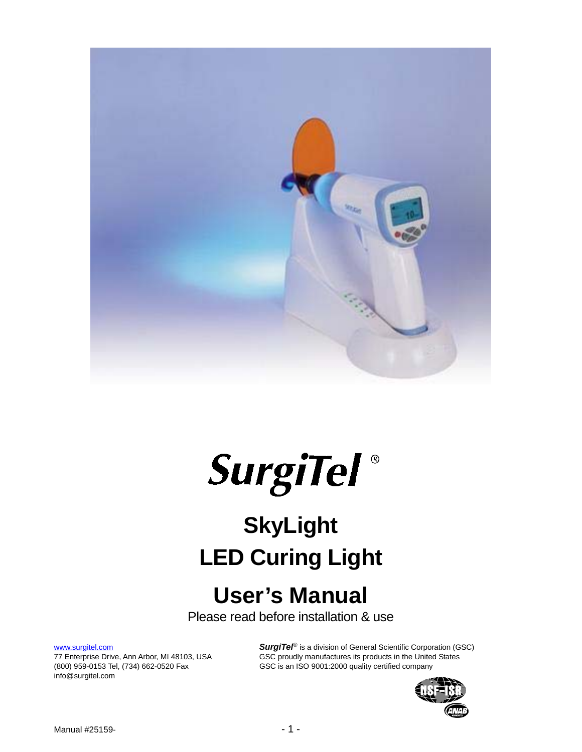# SurgiTel®

# SkyLight

# LED Curing Light

# User's Manual

Please read before installation & use

www.surgitel.com
77 Enterprise Drive, Ann Arbor, MI 48103, USA
(800) 959-0153 Tel, (734) 662-0520 Fax
info@surgitel.com

***SurgiTel***® is a division of General Scientific Corporation (GSC)
GSC proudly manufactures its products in the United States
GSC is an ISO 9001:2000 quality certified company

Manual #25159-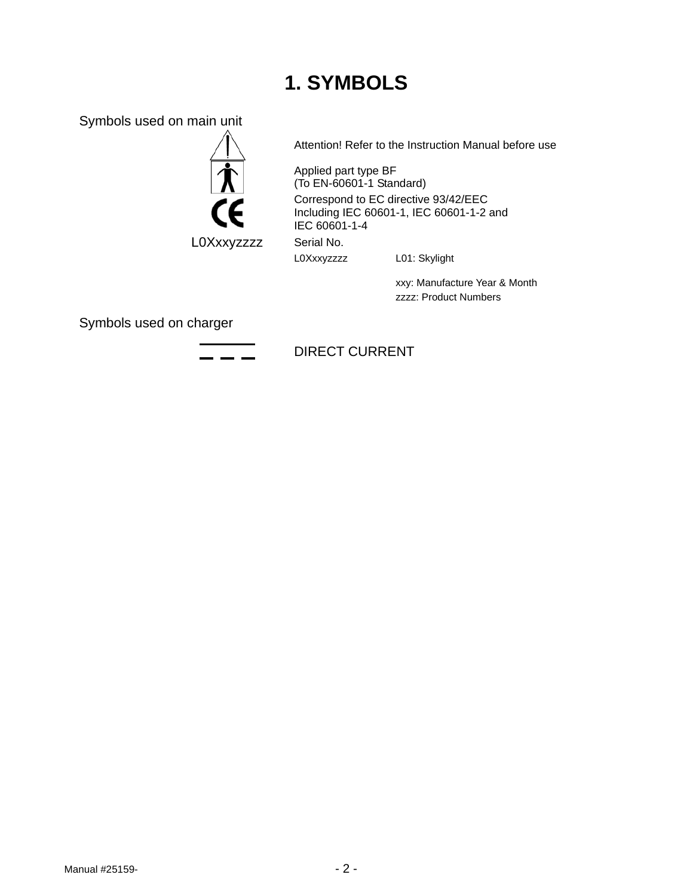# 1. SYMBOLS

Symbols used on main unit

| Symbol | Description |
|---|---|
| ⚠ | Attention! Refer to the Instruction Manual before use |
| 🚹 | Applied part type BF<br>(To EN-60601-1 Standard) |
| CE | Correspond to EC directive 93/42/EEC<br>Including IEC 60601-1, IEC 60601-1-2 and<br>IEC 60601-1-4 |
| L0Xxxyzzzz | Serial No.<br>L0Xxxyzzzz L01: Skylight<br>xxy: Manufacture Year & Month<br>zzzz: Product Numbers |

Symbols used on charger

| Symbol | Description |
|---|---|
| ⎓ | DIRECT CURRENT |

Manual #25159-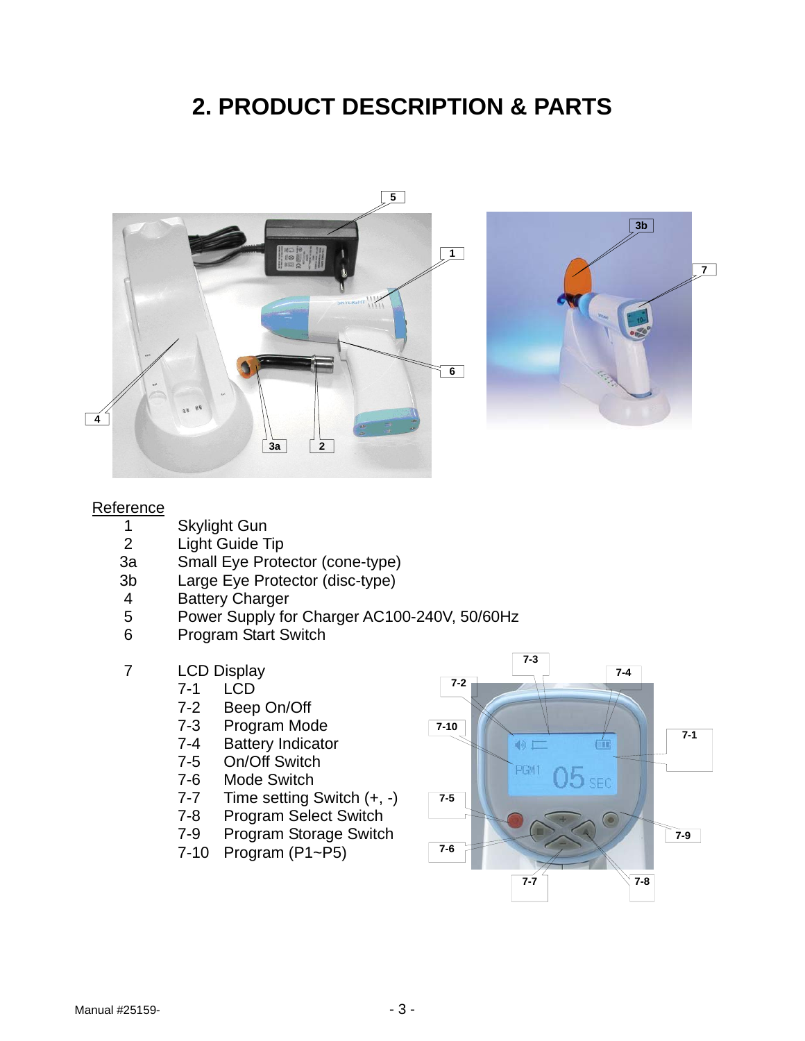# 2. PRODUCT DESCRIPTION & PARTS

Reference

| | |
|---|---|
| 1 | Skylight Gun |
| 2 | Light Guide Tip |
| 3a | Small Eye Protector (cone-type) |
| 3b | Large Eye Protector (disc-type) |
| 4 | Battery Charger |
| 5 | Power Supply for Charger AC100-240V, 50/60Hz |
| 6 | Program Start Switch |

7 LCD Display

- 7-1 LCD
- 7-2 Beep On/Off
- 7-3 Program Mode
- 7-4 Battery Indicator
- 7-5 On/Off Switch
- 7-6 Mode Switch
- 7-7 Time setting Switch (+, -)
- 7-8 Program Select Switch
- 7-9 Program Storage Switch
- 7-10 Program (P1~P5)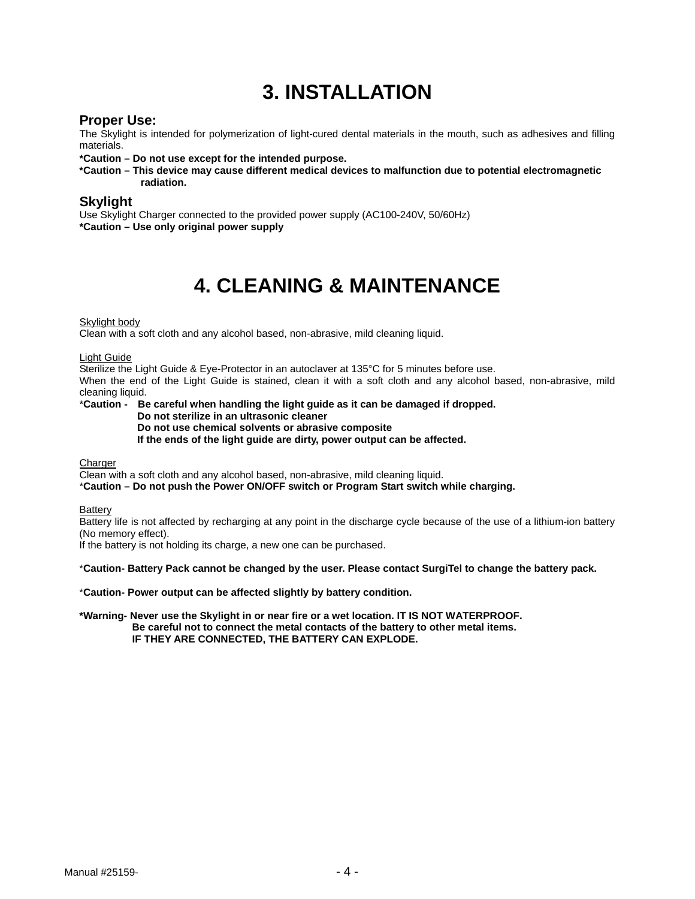# 3. INSTALLATION

## Proper Use:

The Skylight is intended for polymerization of light-cured dental materials in the mouth, such as adhesives and filling materials.

**\*Caution – Do not use except for the intended purpose.**
**\*Caution – This device may cause different medical devices to malfunction due to potential electromagnetic radiation.**

## Skylight

Use Skylight Charger connected to the provided power supply (AC100-240V, 50/60Hz)
**\*Caution – Use only original power supply**

# 4. CLEANING & MAINTENANCE

Skylight body
Clean with a soft cloth and any alcohol based, non-abrasive, mild cleaning liquid.

Light Guide
Sterilize the Light Guide & Eye-Protector in an autoclaver at 135°C for 5 minutes before use.
When the end of the Light Guide is stained, clean it with a soft cloth and any alcohol based, non-abrasive, mild cleaning liquid.
\***Caution - Be careful when handling the light guide as it can be damaged if dropped.**
**Do not sterilize in an ultrasonic cleaner**
**Do not use chemical solvents or abrasive composite**
**If the ends of the light guide are dirty, power output can be affected.**

Charger
Clean with a soft cloth and any alcohol based, non-abrasive, mild cleaning liquid.
\***Caution – Do not push the Power ON/OFF switch or Program Start switch while charging.**

Battery
Battery life is not affected by recharging at any point in the discharge cycle because of the use of a lithium-ion battery (No memory effect).
If the battery is not holding its charge, a new one can be purchased.

\***Caution- Battery Pack cannot be changed by the user. Please contact SurgiTel to change the battery pack.**

\***Caution- Power output can be affected slightly by battery condition.**

**\*Warning- Never use the Skylight in or near fire or a wet location. IT IS NOT WATERPROOF.**
**Be careful not to connect the metal contacts of the battery to other metal items.**
**IF THEY ARE CONNECTED, THE BATTERY CAN EXPLODE.**

Manual #25159-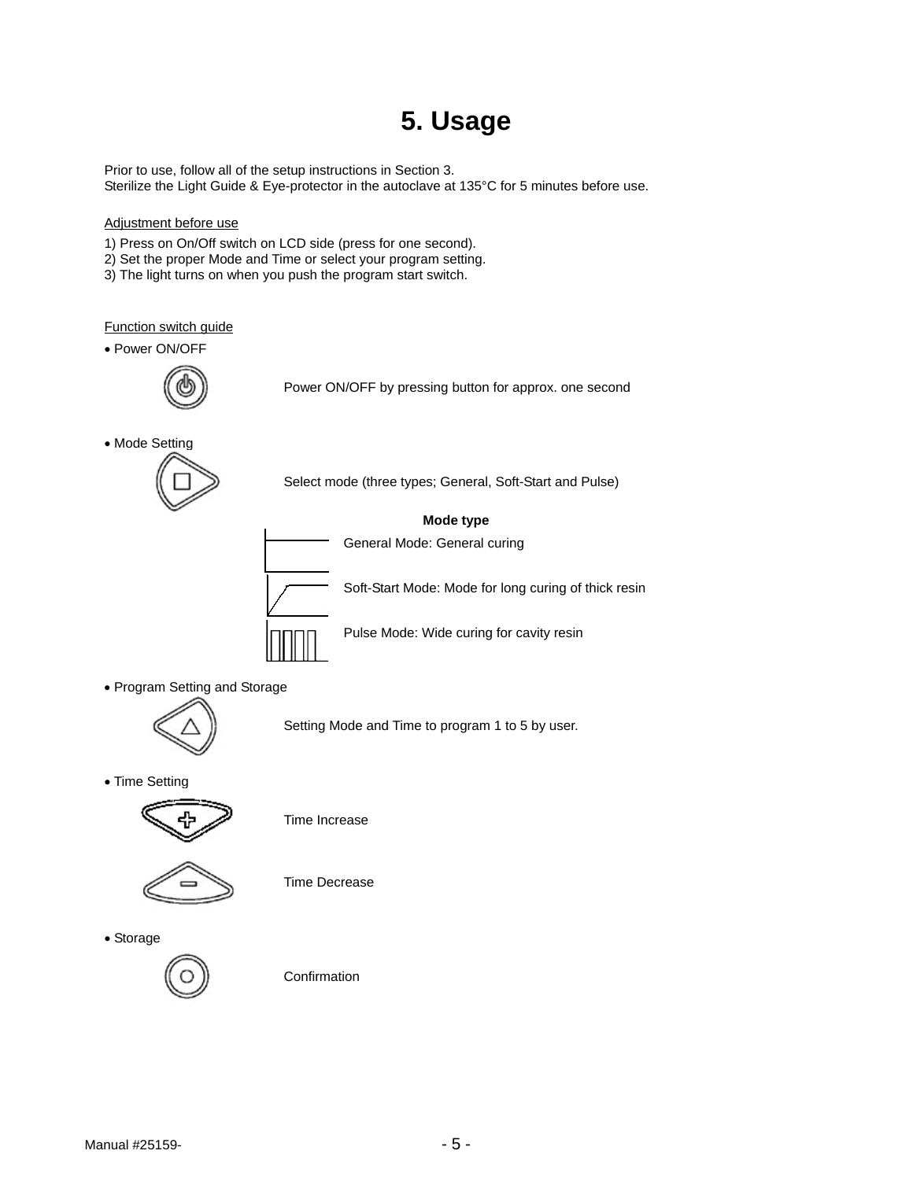# 5. Usage

Prior to use, follow all of the setup instructions in Section 3.
Sterilize the Light Guide & Eye-protector in the autoclave at 135°C for 5 minutes before use.

Adjustment before use

1) Press on On/Off switch on LCD side (press for one second).
2) Set the proper Mode and Time or select your program setting.
3) The light turns on when you push the program start switch.

Function switch guide

- Power ON/OFF

  Power ON/OFF by pressing button for approx. one second

- Mode Setting

  Select mode (three types; General, Soft-Start and Pulse)

  **Mode type**

  General Mode: General curing

  Soft-Start Mode: Mode for long curing of thick resin

  Pulse Mode: Wide curing for cavity resin

- Program Setting and Storage

  Setting Mode and Time to program 1 to 5 by user.

- Time Setting

  Time Increase

  Time Decrease

- Storage

  Confirmation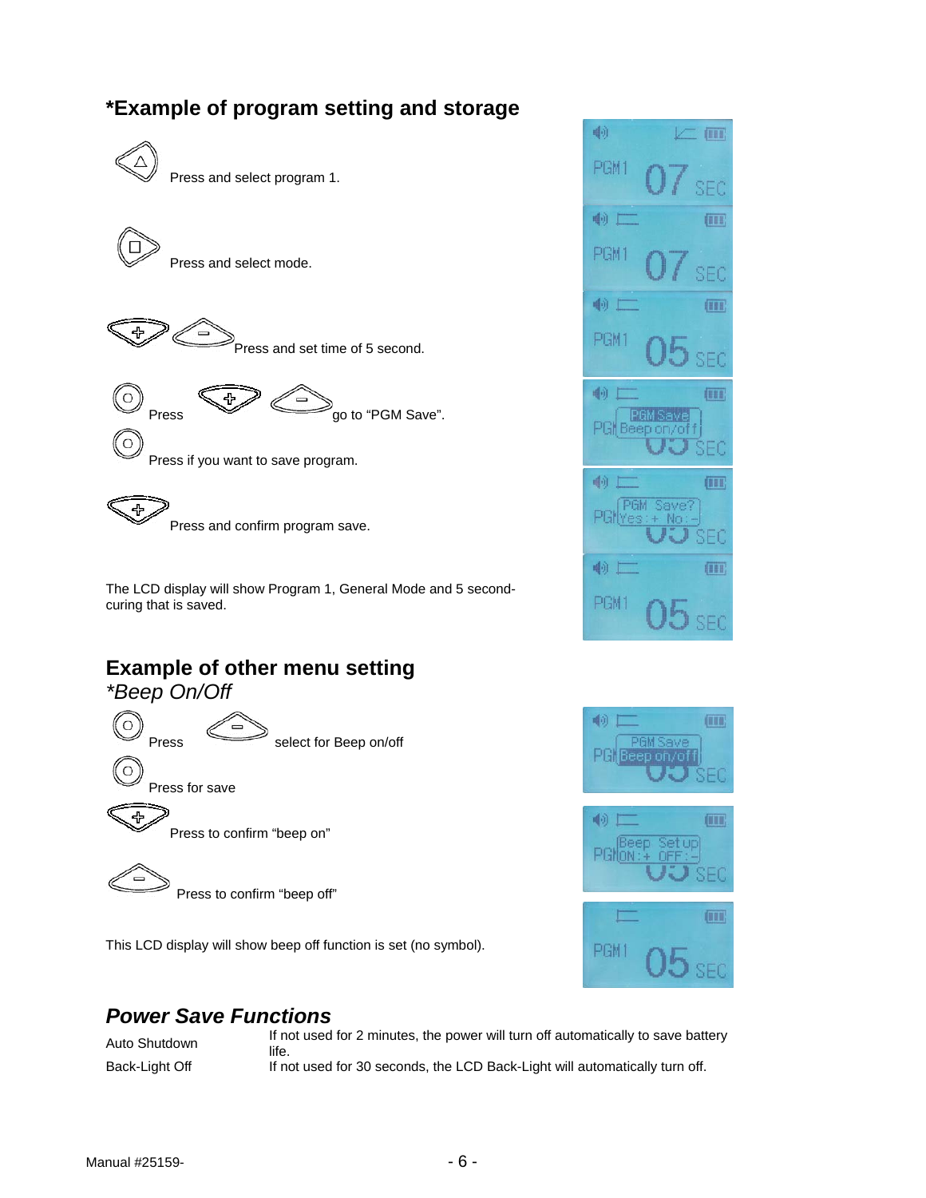## *Example of program setting and storage

Press and select program 1.

Press and select mode.

Press and set time of 5 second.

Press go to "PGM Save".

Press if you want to save program.

Press and confirm program save.

The LCD display will show Program 1, General Mode and 5 second-curing that is saved.

## Example of other menu setting

### *Beep On/Off

Press select for Beep on/off

Press for save

Press to confirm "beep on"

Press to confirm "beep off"

This LCD display will show beep off function is set (no symbol).

## *Power Save Functions*

| | |
|---|---|
| Auto Shutdown | If not used for 2 minutes, the power will turn off automatically to save battery life. |
| Back-Light Off | If not used for 30 seconds, the LCD Back-Light will automatically turn off. |

Manual #25159-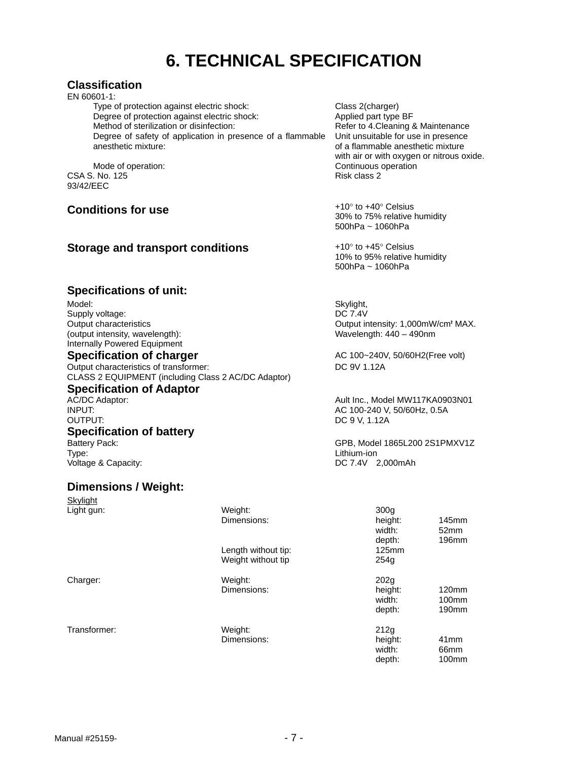# 6. TECHNICAL SPECIFICATION

## Classification

EN 60601-1:

| | |
|---|---|
| Type of protection against electric shock: | Class 2(charger) |
| Degree of protection against electric shock: | Applied part type BF |
| Method of sterilization or disinfection: | Refer to 4.Cleaning & Maintenance |
| Degree of safety of application in presence of a flammable anesthetic mixture: | Unit unsuitable for use in presence of a flammable anesthetic mixture with air or with oxygen or nitrous oxide. |
| Mode of operation: | Continuous operation |
| CSA S. No. 125 | Risk class 2 |
| 93/42/EEC | |

## Conditions for use

+10° to +40° Celsius
30% to 75% relative humidity
500hPa ~ 1060hPa

## Storage and transport conditions

+10° to +45° Celsius
10% to 95% relative humidity
500hPa ~ 1060hPa

## Specifications of unit:

| | |
|---|---|
| Model: | Skylight, |
| Supply voltage: | DC 7.4V |
| Output characteristics (output intensity, wavelength): | Output intensity: 1,000mW/cm² MAX. Wavelength: 440 – 490nm |
| Internally Powered Equipment | |

## Specification of charger

AC 100~240V, 50/60H2(Free volt)

| | |
|---|---|
| Output characteristics of transformer: | DC 9V 1.12A |
| CLASS 2 EQUIPMENT (including Class 2 AC/DC Adaptor) | |

## Specification of Adaptor

| | |
|---|---|
| AC/DC Adaptor: | Ault Inc., Model MW117KA0903N01 |
| INPUT: | AC 100-240 V, 50/60Hz, 0.5A |
| OUTPUT: | DC 9 V, 1.12A |

## Specification of battery

| | |
|---|---|
| Battery Pack: | GPB, Model 1865L200 2S1PMXV1Z |
| Type: | Lithium-ion |
| Voltage & Capacity: | DC 7.4V 2,000mAh |

## Dimensions / Weight:

<u>Skylight</u>

| | | | |
|---|---|---|---|
| Light gun: | Weight: | 300g | |
| | Dimensions: | height: | 145mm |
| | | width: | 52mm |
| | | depth: | 196mm |
| | Length without tip: | 125mm | |
| | Weight without tip | 254g | |
| Charger: | Weight: | 202g | |
| | Dimensions: | height: | 120mm |
| | | width: | 100mm |
| | | depth: | 190mm |
| Transformer: | Weight: | 212g | |
| | Dimensions: | height: | 41mm |
| | | width: | 66mm |
| | | depth: | 100mm |

Manual #25159-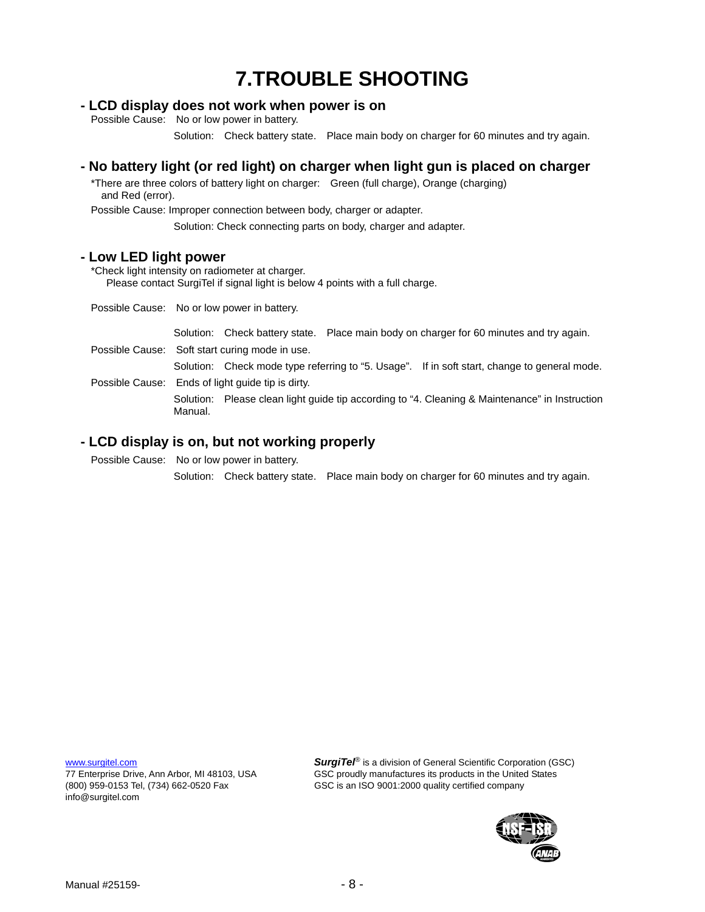# 7.TROUBLE SHOOTING

## - LCD display does not work when power is on

Possible Cause: No or low power in battery.

Solution: Check battery state. Place main body on charger for 60 minutes and try again.

## - No battery light (or red light) on charger when light gun is placed on charger

*There are three colors of battery light on charger: Green (full charge), Orange (charging) and Red (error).

Possible Cause: Improper connection between body, charger or adapter.

Solution: Check connecting parts on body, charger and adapter.

## - Low LED light power

*Check light intensity on radiometer at charger.
Please contact SurgiTel if signal light is below 4 points with a full charge.

Possible Cause: No or low power in battery.

Solution: Check battery state. Place main body on charger for 60 minutes and try again.

Possible Cause: Soft start curing mode in use.

Solution: Check mode type referring to "5. Usage". If in soft start, change to general mode.

Possible Cause: Ends of light guide tip is dirty.

Solution: Please clean light guide tip according to "4. Cleaning & Maintenance" in Instruction Manual.

## - LCD display is on, but not working properly

Possible Cause: No or low power in battery.

Solution: Check battery state. Place main body on charger for 60 minutes and try again.

www.surgitel.com
77 Enterprise Drive, Ann Arbor, MI 48103, USA
(800) 959-0153 Tel, (734) 662-0520 Fax
info@surgitel.com

***SurgiTel***® is a division of General Scientific Corporation (GSC)
GSC proudly manufactures its products in the United States
GSC is an ISO 9001:2000 quality certified company

NSF-ISR ANAB

Manual #25159-